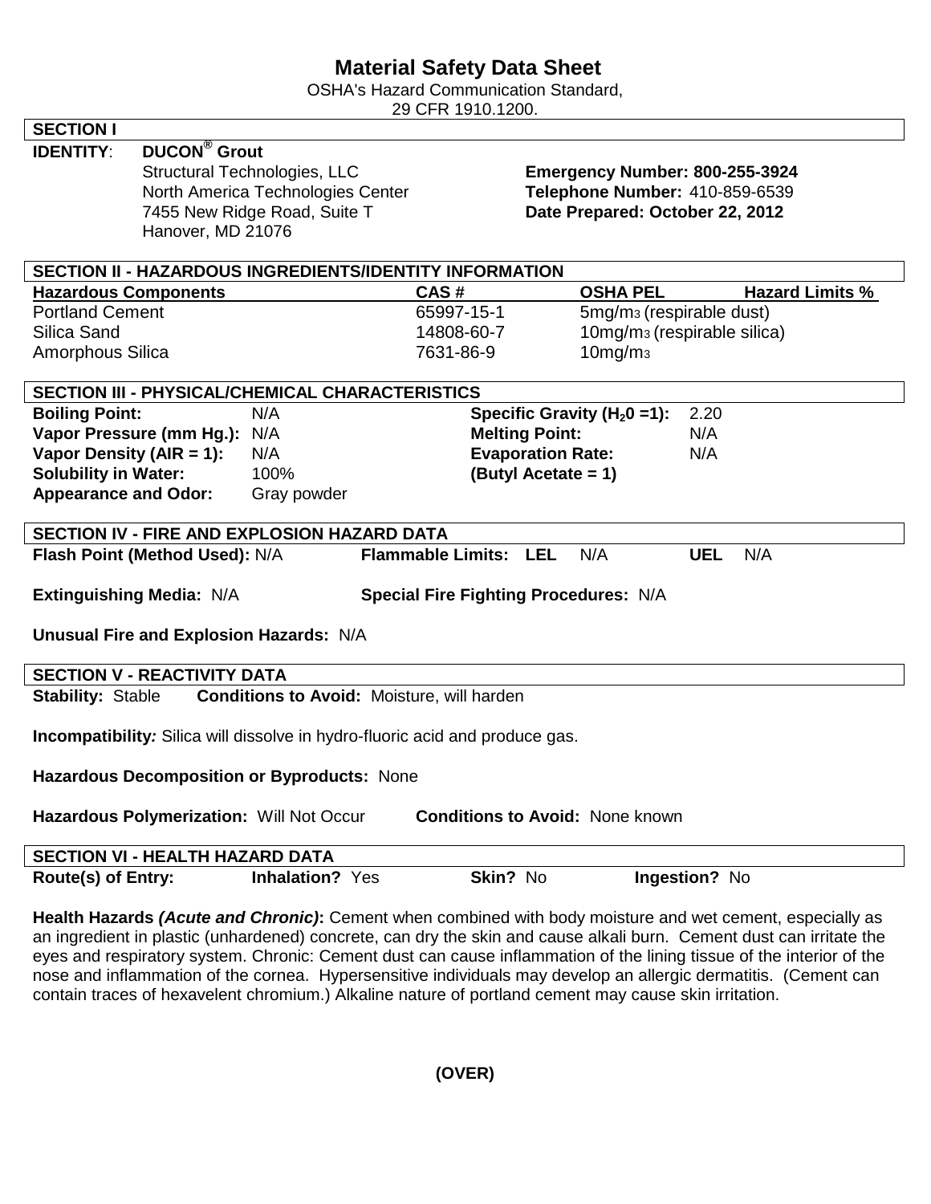# Material Safety Data Sheet

OSHA's Hazard Communication Standard,
29 CFR 1910.1200.

## SECTION I

**IDENTITY**: **DUCON® Grout**

Structural Technologies, LLC
North America Technologies Center
7455 New Ridge Road, Suite T
Hanover, MD 21076

**Emergency Number: 800-255-3924**
**Telephone Number:** 410-859-6539
**Date Prepared: October 22, 2012**

## SECTION II - HAZARDOUS INGREDIENTS/IDENTITY INFORMATION

| Hazardous Components | CAS # | OSHA PEL | Hazard Limits % |
|---|---|---|---|
| Portland Cement | 65997-15-1 | 5mg/m3 (respirable dust) | |
| Silica Sand | 14808-60-7 | 10mg/m3 (respirable silica) | |
| Amorphous Silica | 7631-86-9 | 10mg/m3 | |

## SECTION III - PHYSICAL/CHEMICAL CHARACTERISTICS

| | | | |
|---|---|---|---|
| **Boiling Point:** | N/A | **Specific Gravity ($H_20$ =1):** | 2.20 |
| **Vapor Pressure (mm Hg.):** | N/A | **Melting Point:** | N/A |
| **Vapor Density (AIR = 1):** | N/A | **Evaporation Rate:** | N/A |
| **Solubility in Water:** | 100% | **(Butyl Acetate = 1)** | |
| **Appearance and Odor:** | Gray powder | | |

## SECTION IV - FIRE AND EXPLOSION HAZARD DATA

**Flash Point (Method Used):** N/A **Flammable Limits: LEL** N/A **UEL** N/A

**Extinguishing Media:** N/A **Special Fire Fighting Procedures:** N/A

**Unusual Fire and Explosion Hazards:** N/A

## SECTION V - REACTIVITY DATA

**Stability:** Stable **Conditions to Avoid:** Moisture, will harden

**Incompatibility***:* Silica will dissolve in hydro-fluoric acid and produce gas.

**Hazardous Decomposition or Byproducts:** None

**Hazardous Polymerization:** Will Not Occur **Conditions to Avoid:** None known

## SECTION VI - HEALTH HAZARD DATA

**Route(s) of Entry:** **Inhalation?** Yes **Skin?** No **Ingestion?** No

**Health Hazards *(Acute and Chronic)*:** Cement when combined with body moisture and wet cement, especially as an ingredient in plastic (unhardened) concrete, can dry the skin and cause alkali burn. Cement dust can irritate the eyes and respiratory system. Chronic: Cement dust can cause inflammation of the lining tissue of the interior of the nose and inflammation of the cornea. Hypersensitive individuals may develop an allergic dermatitis. (Cement can contain traces of hexavelent chromium.) Alkaline nature of portland cement may cause skin irritation.

**(OVER)**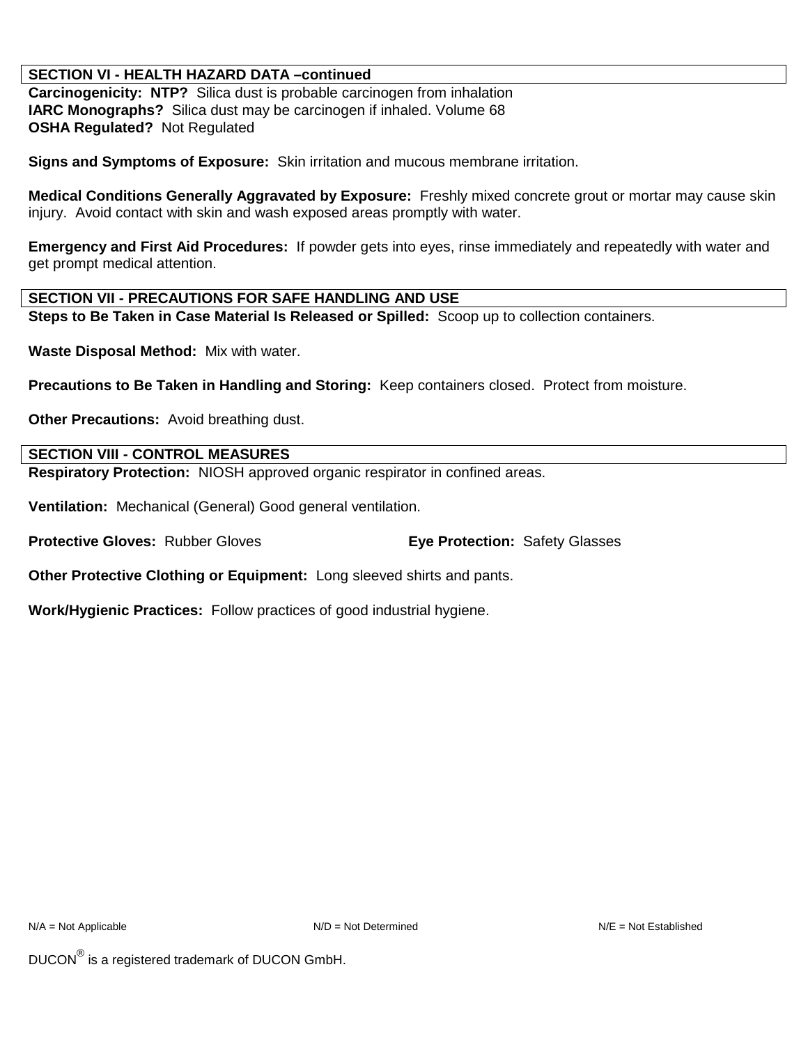## SECTION VI - HEALTH HAZARD DATA –continued

**Carcinogenicity: NTP?** Silica dust is probable carcinogen from inhalation
**IARC Monographs?** Silica dust may be carcinogen if inhaled. Volume 68
**OSHA Regulated?** Not Regulated

**Signs and Symptoms of Exposure:** Skin irritation and mucous membrane irritation.

**Medical Conditions Generally Aggravated by Exposure:** Freshly mixed concrete grout or mortar may cause skin injury. Avoid contact with skin and wash exposed areas promptly with water.

**Emergency and First Aid Procedures:** If powder gets into eyes, rinse immediately and repeatedly with water and get prompt medical attention.

## SECTION VII - PRECAUTIONS FOR SAFE HANDLING AND USE

**Steps to Be Taken in Case Material Is Released or Spilled:** Scoop up to collection containers.

**Waste Disposal Method:** Mix with water.

**Precautions to Be Taken in Handling and Storing:** Keep containers closed. Protect from moisture.

**Other Precautions:** Avoid breathing dust.

## SECTION VIII - CONTROL MEASURES

**Respiratory Protection:** NIOSH approved organic respirator in confined areas.

**Ventilation:** Mechanical (General) Good general ventilation.

**Protective Gloves:** Rubber Gloves

**Eye Protection:** Safety Glasses

**Other Protective Clothing or Equipment:** Long sleeved shirts and pants.

**Work/Hygienic Practices:** Follow practices of good industrial hygiene.

N/A = Not Applicable N/D = Not Determined N/E = Not Established

DUCON® is a registered trademark of DUCON GmbH.